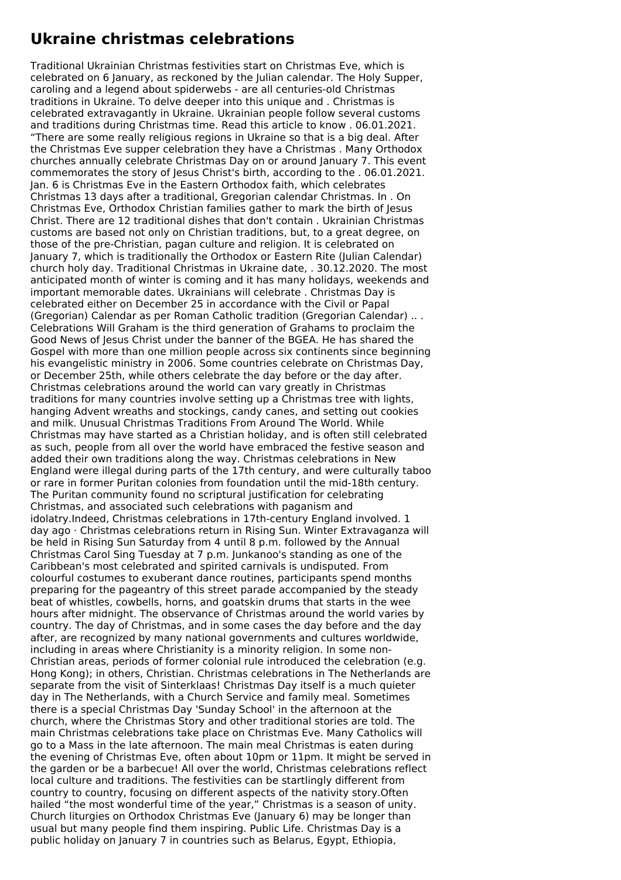# Ukraine christmas celebrations

Traditional Ukrainian Christmas festivities start on Christmas Eve, which is celebrated on 6 January, as reckoned by the Julian calendar. The Holy Supper, caroling and a legend about spiderwebs - are all centuries-old Christmas traditions in Ukraine. To delve deeper into this unique and . Christmas is celebrated extravagantly in Ukraine. Ukrainian people follow several customs and traditions during Christmas time. Read this article to know . 06.01.2021. "There are some really religious regions in Ukraine so that is a big deal. After the Christmas Eve supper celebration they have a Christmas . Many Orthodox churches annually celebrate Christmas Day on or around January 7. This event commemorates the story of Jesus Christ's birth, according to the . 06.01.2021. Jan. 6 is Christmas Eve in the Eastern Orthodox faith, which celebrates Christmas 13 days after a traditional, Gregorian calendar Christmas. In . On Christmas Eve, Orthodox Christian families gather to mark the birth of Jesus Christ. There are 12 traditional dishes that don't contain . Ukrainian Christmas customs are based not only on Christian traditions, but, to a great degree, on those of the pre-Christian, pagan culture and religion. It is celebrated on January 7, which is traditionally the Orthodox or Eastern Rite (Julian Calendar) church holy day. Traditional Christmas in Ukraine date, . 30.12.2020. The most anticipated month of winter is coming and it has many holidays, weekends and important memorable dates. Ukrainians will celebrate . Christmas Day is celebrated either on December 25 in accordance with the Civil or Papal (Gregorian) Calendar as per Roman Catholic tradition (Gregorian Calendar) .. . Celebrations Will Graham is the third generation of Grahams to proclaim the Good News of Jesus Christ under the banner of the BGEA. He has shared the Gospel with more than one million people across six continents since beginning his evangelistic ministry in 2006. Some countries celebrate on Christmas Day, or December 25th, while others celebrate the day before or the day after. Christmas celebrations around the world can vary greatly in Christmas traditions for many countries involve setting up a Christmas tree with lights, hanging Advent wreaths and stockings, candy canes, and setting out cookies and milk. Unusual Christmas Traditions From Around The World. While Christmas may have started as a Christian holiday, and is often still celebrated as such, people from all over the world have embraced the festive season and added their own traditions along the way. Christmas celebrations in New England were illegal during parts of the 17th century, and were culturally taboo or rare in former Puritan colonies from foundation until the mid-18th century. The Puritan community found no scriptural justification for celebrating Christmas, and associated such celebrations with paganism and idolatry.Indeed, Christmas celebrations in 17th-century England involved. 1 day ago · Christmas celebrations return in Rising Sun. Winter Extravaganza will be held in Rising Sun Saturday from 4 until 8 p.m. followed by the Annual Christmas Carol Sing Tuesday at 7 p.m. Junkanoo's standing as one of the Caribbean's most celebrated and spirited carnivals is undisputed. From colourful costumes to exuberant dance routines, participants spend months preparing for the pageantry of this street parade accompanied by the steady beat of whistles, cowbells, horns, and goatskin drums that starts in the wee hours after midnight. The observance of Christmas around the world varies by country. The day of Christmas, and in some cases the day before and the day after, are recognized by many national governments and cultures worldwide, including in areas where Christianity is a minority religion. In some non-Christian areas, periods of former colonial rule introduced the celebration (e.g. Hong Kong); in others, Christian. Christmas celebrations in The Netherlands are separate from the visit of Sinterklaas! Christmas Day itself is a much quieter day in The Netherlands, with a Church Service and family meal. Sometimes there is a special Christmas Day 'Sunday School' in the afternoon at the church, where the Christmas Story and other traditional stories are told. The main Christmas celebrations take place on Christmas Eve. Many Catholics will go to a Mass in the late afternoon. The main meal Christmas is eaten during the evening of Christmas Eve, often about 10pm or 11pm. It might be served in the garden or be a barbecue! All over the world, Christmas celebrations reflect local culture and traditions. The festivities can be startlingly different from country to country, focusing on different aspects of the nativity story.Often hailed "the most wonderful time of the year," Christmas is a season of unity. Church liturgies on Orthodox Christmas Eve (January 6) may be longer than usual but many people find them inspiring. Public Life. Christmas Day is a public holiday on January 7 in countries such as Belarus, Egypt, Ethiopia,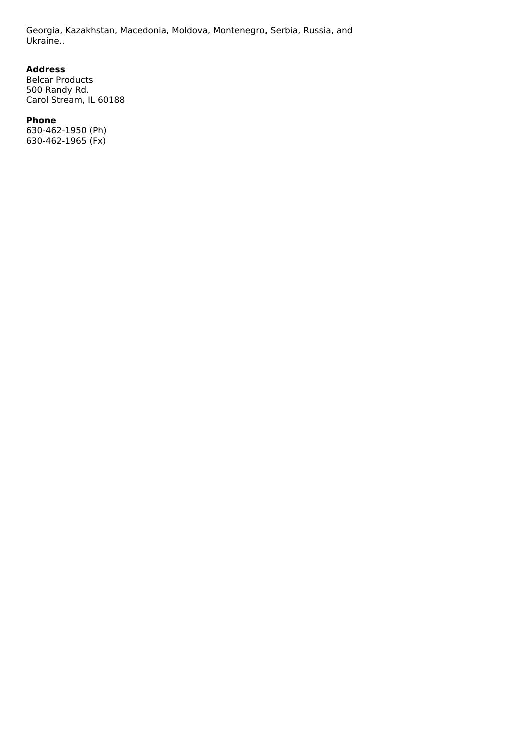Georgia, Kazakhstan, Macedonia, Moldova, Montenegro, Serbia, Russia, and Ukraine..

**Address**
Belcar Products
500 Randy Rd.
Carol Stream, IL 60188

**Phone**
630-462-1950 (Ph)
630-462-1965 (Fx)